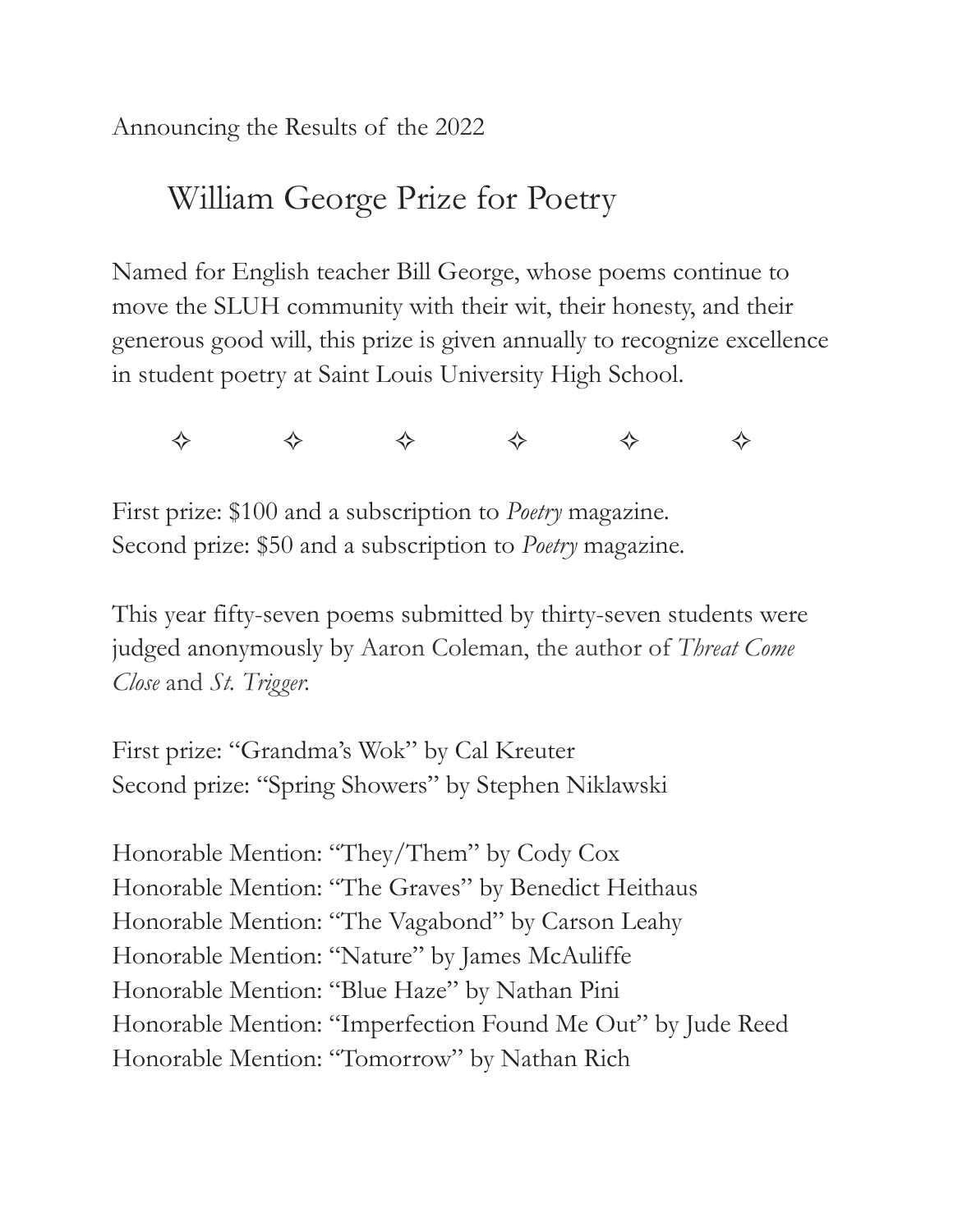Announcing the Results of the 2022

# William George Prize for Poetry

Named for English teacher Bill George, whose poems continue to move the SLUH community with their wit, their honesty, and their generous good will, this prize is given annually to recognize excellence in student poetry at Saint Louis University High School.

✧ ✧ ✧ ✧ ✧ ✧

First prize: $100 and a subscription to *Poetry* magazine.
Second prize: $50 and a subscription to *Poetry* magazine.

This year fifty-seven poems submitted by thirty-seven students were judged anonymously by Aaron Coleman, the author of *Threat Come Close* and *St. Trigger*.

First prize: "Grandma's Wok" by Cal Kreuter
Second prize: "Spring Showers" by Stephen Niklawski

Honorable Mention: "They/Them" by Cody Cox
Honorable Mention: "The Graves" by Benedict Heithaus
Honorable Mention: "The Vagabond" by Carson Leahy
Honorable Mention: "Nature" by James McAuliffe
Honorable Mention: "Blue Haze" by Nathan Pini
Honorable Mention: "Imperfection Found Me Out" by Jude Reed
Honorable Mention: "Tomorrow" by Nathan Rich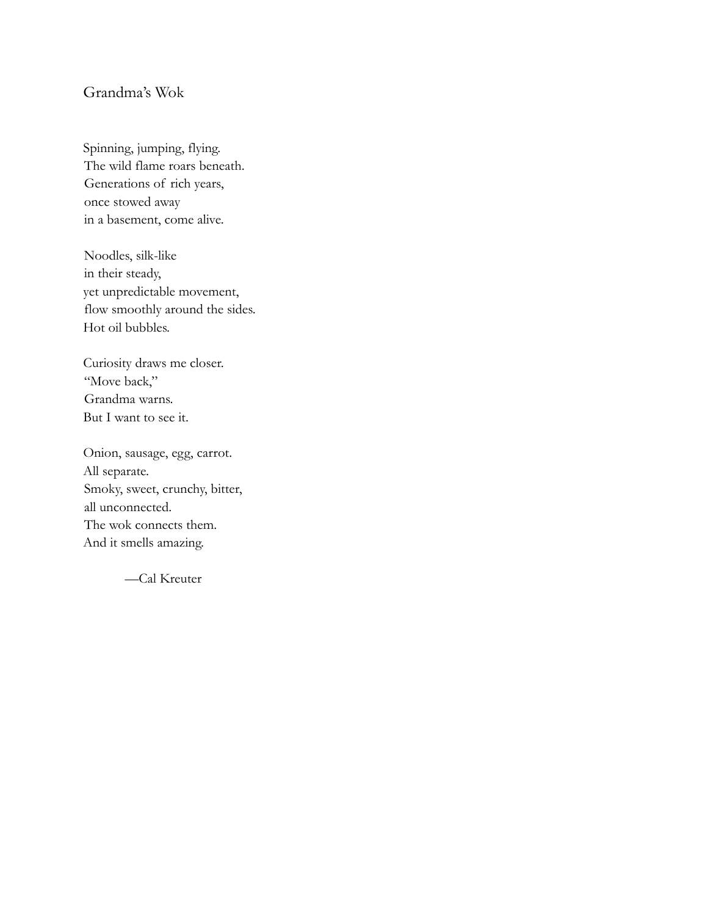## Grandma's Wok

Spinning, jumping, flying.  
The wild flame roars beneath.  
Generations of rich years,  
once stowed away  
in a basement, come alive.

Noodles, silk-like  
in their steady,  
yet unpredictable movement,  
flow smoothly around the sides.  
Hot oil bubbles.

Curiosity draws me closer.  
"Move back,"  
Grandma warns.  
But I want to see it.

Onion, sausage, egg, carrot.  
All separate.  
Smoky, sweet, crunchy, bitter,  
all unconnected.  
The wok connects them.  
And it smells amazing.

—Cal Kreuter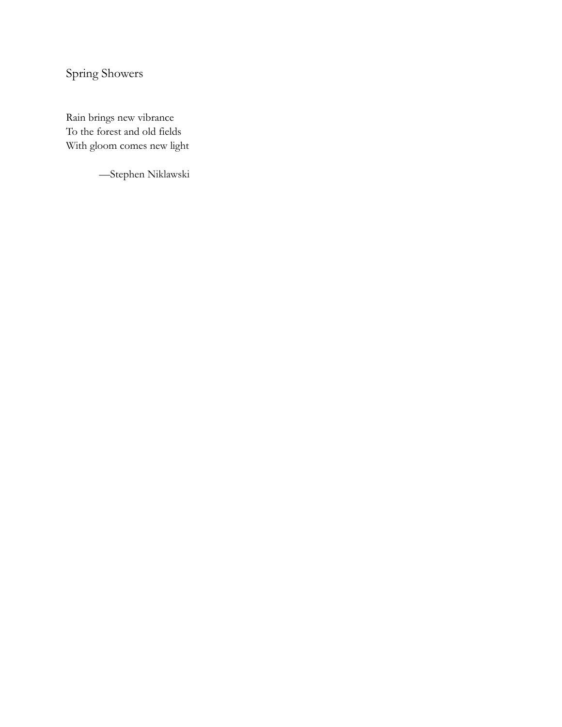## Spring Showers

Rain brings new vibrance  
To the forest and old fields  
With gloom comes new light

—Stephen Niklawski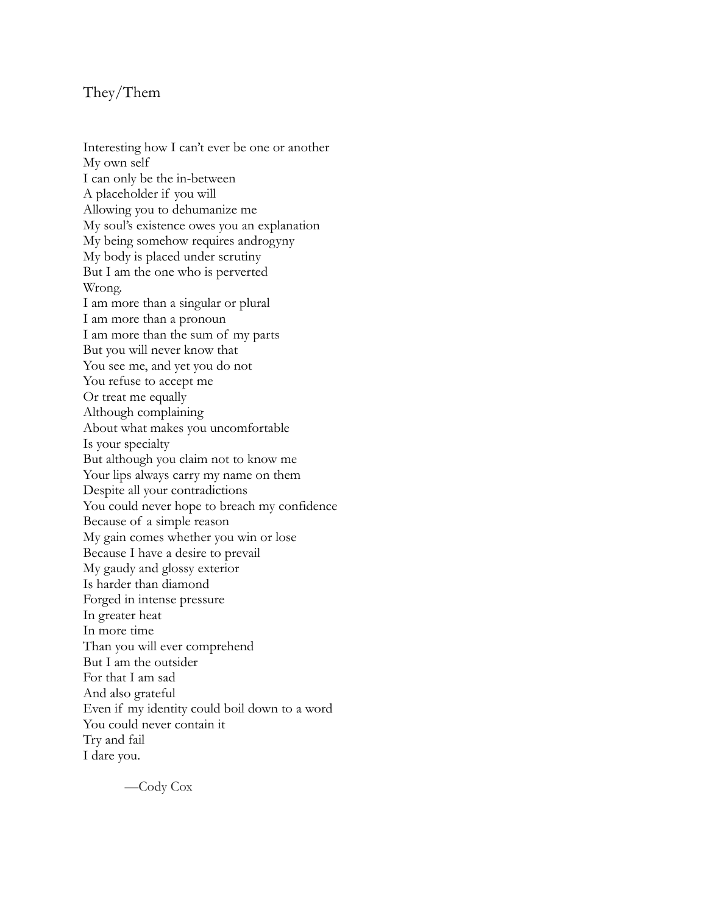## They/Them

Interesting how I can't ever be one or another  
My own self  
I can only be the in-between  
A placeholder if you will  
Allowing you to dehumanize me  
My soul's existence owes you an explanation  
My being somehow requires androgyny  
My body is placed under scrutiny  
But I am the one who is perverted  
Wrong.  
I am more than a singular or plural  
I am more than a pronoun  
I am more than the sum of my parts  
But you will never know that  
You see me, and yet you do not  
You refuse to accept me  
Or treat me equally  
Although complaining  
About what makes you uncomfortable  
Is your specialty  
But although you claim not to know me  
Your lips always carry my name on them  
Despite all your contradictions  
You could never hope to breach my confidence  
Because of a simple reason  
My gain comes whether you win or lose  
Because I have a desire to prevail  
My gaudy and glossy exterior  
Is harder than diamond  
Forged in intense pressure  
In greater heat  
In more time  
Than you will ever comprehend  
But I am the outsider  
For that I am sad  
And also grateful  
Even if my identity could boil down to a word  
You could never contain it  
Try and fail  
I dare you.

—Cody Cox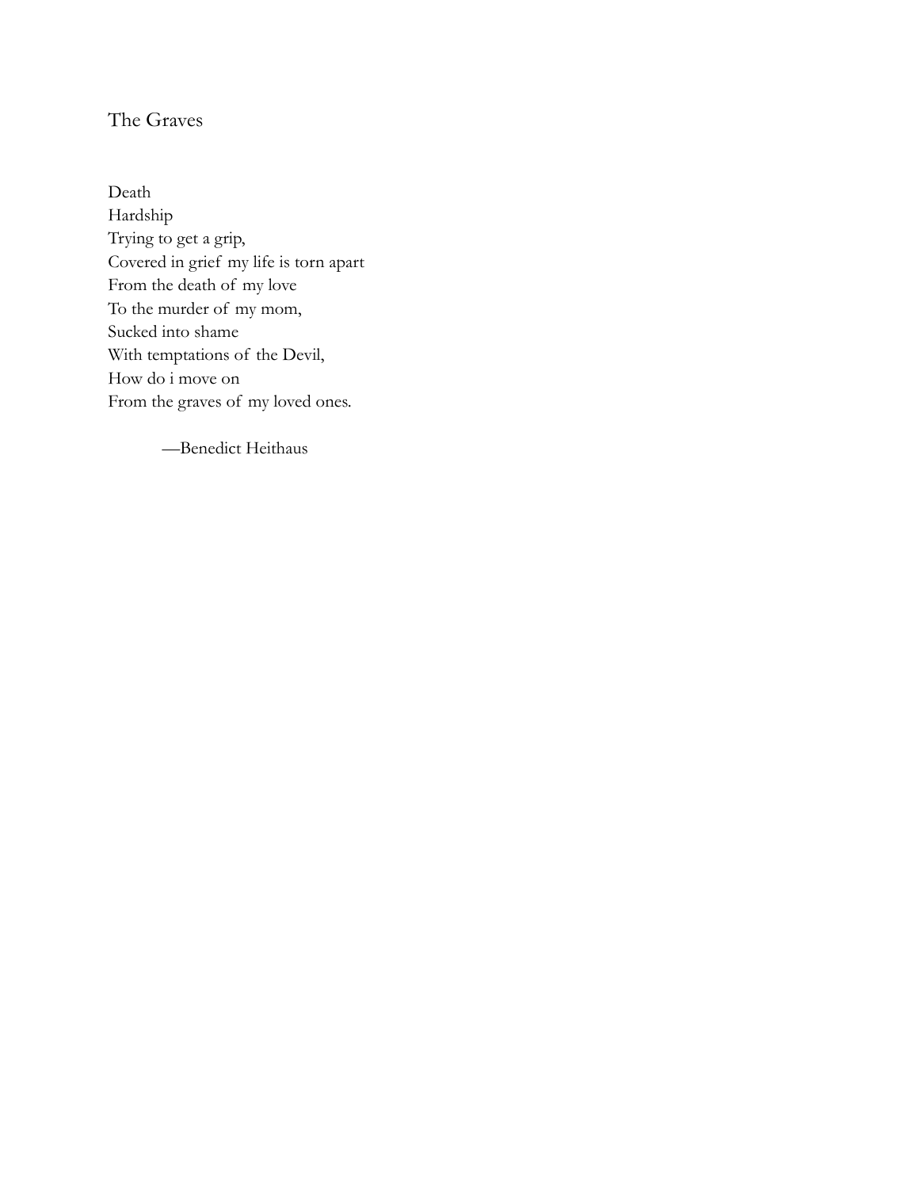## The Graves

Death  
Hardship  
Trying to get a grip,  
Covered in grief my life is torn apart  
From the death of my love  
To the murder of my mom,  
Sucked into shame  
With temptations of the Devil,  
How do i move on  
From the graves of my loved ones.

—Benedict Heithaus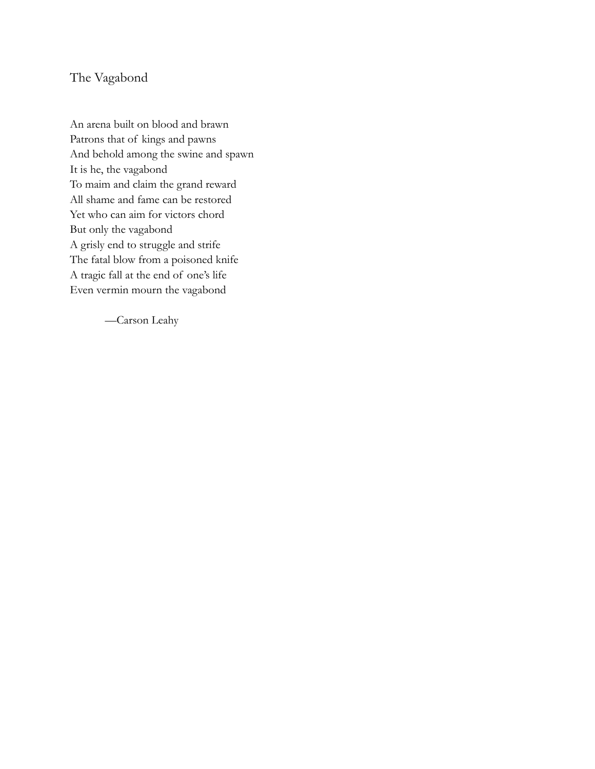# The Vagabond

An arena built on blood and brawn  
Patrons that of kings and pawns  
And behold among the swine and spawn  
It is he, the vagabond  
To maim and claim the grand reward  
All shame and fame can be restored  
Yet who can aim for victors chord  
But only the vagabond  
A grisly end to struggle and strife  
The fatal blow from a poisoned knife  
A tragic fall at the end of one's life  
Even vermin mourn the vagabond

—Carson Leahy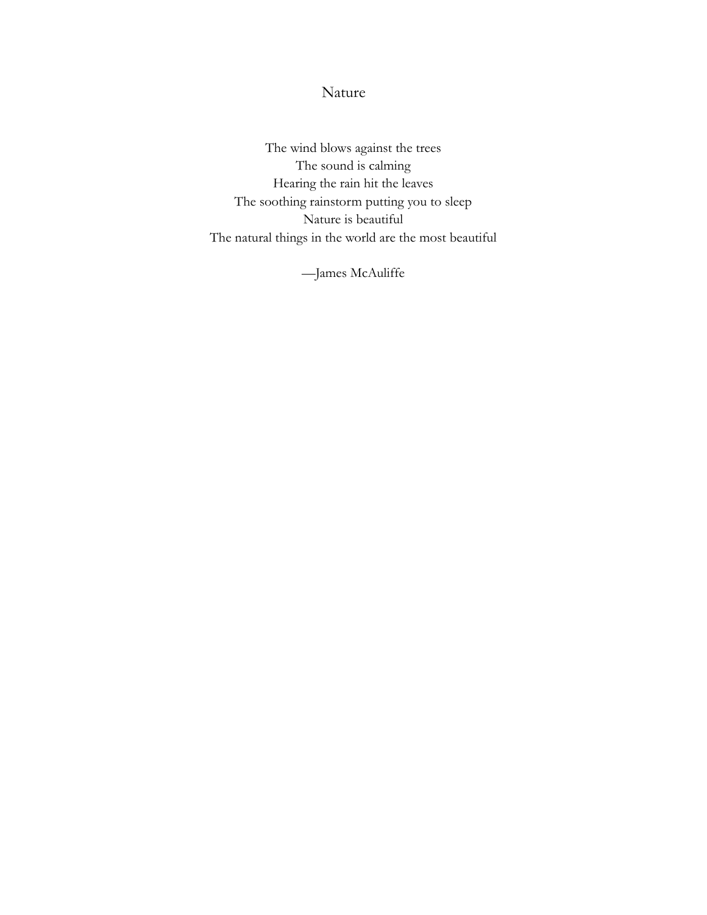# Nature

The wind blows against the trees  
The sound is calming  
Hearing the rain hit the leaves  
The soothing rainstorm putting you to sleep  
Nature is beautiful  
The natural things in the world are the most beautiful

—James McAuliffe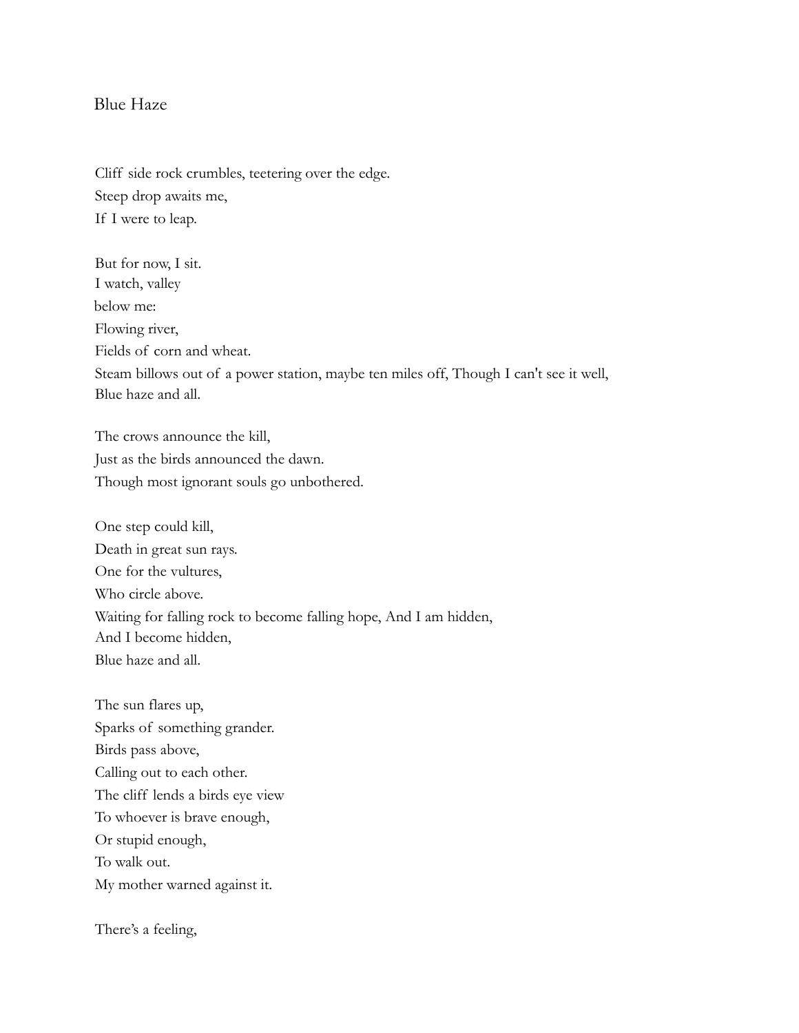# Blue Haze

Cliff side rock crumbles, teetering over the edge.
Steep drop awaits me,
If I were to leap.

But for now, I sit.
I watch, valley
below me:
Flowing river,
Fields of corn and wheat.
Steam billows out of a power station, maybe ten miles off, Though I can't see it well,
Blue haze and all.

The crows announce the kill,
Just as the birds announced the dawn.
Though most ignorant souls go unbothered.

One step could kill,
Death in great sun rays.
One for the vultures,
Who circle above.
Waiting for falling rock to become falling hope, And I am hidden,
And I become hidden,
Blue haze and all.

The sun flares up,
Sparks of something grander.
Birds pass above,
Calling out to each other.
The cliff lends a birds eye view
To whoever is brave enough,
Or stupid enough,
To walk out.
My mother warned against it.

There's a feeling,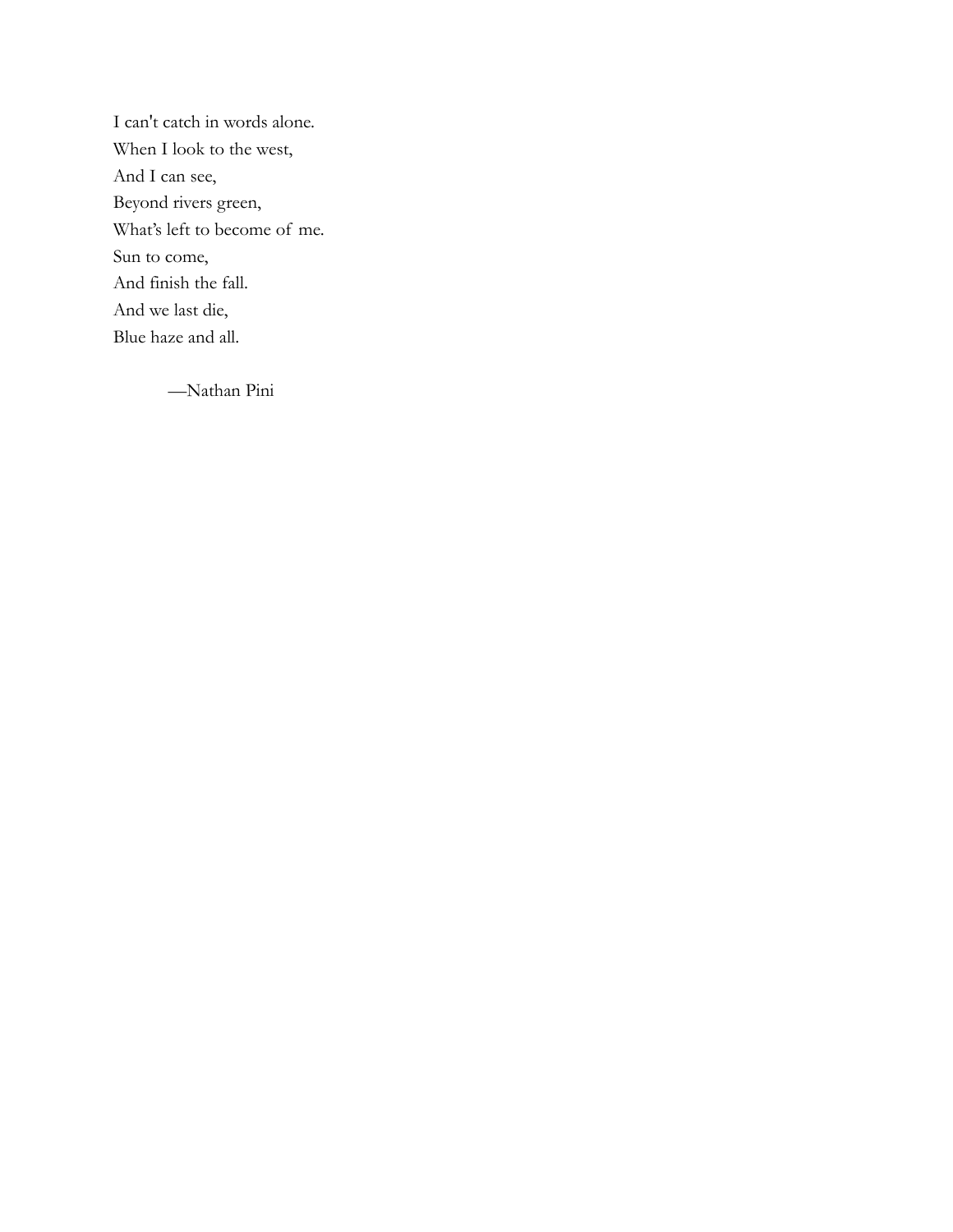I can't catch in words alone.  
When I look to the west,  
And I can see,  
Beyond rivers green,  
What's left to become of me.  
Sun to come,  
And finish the fall.  
And we last die,  
Blue haze and all.

—Nathan Pini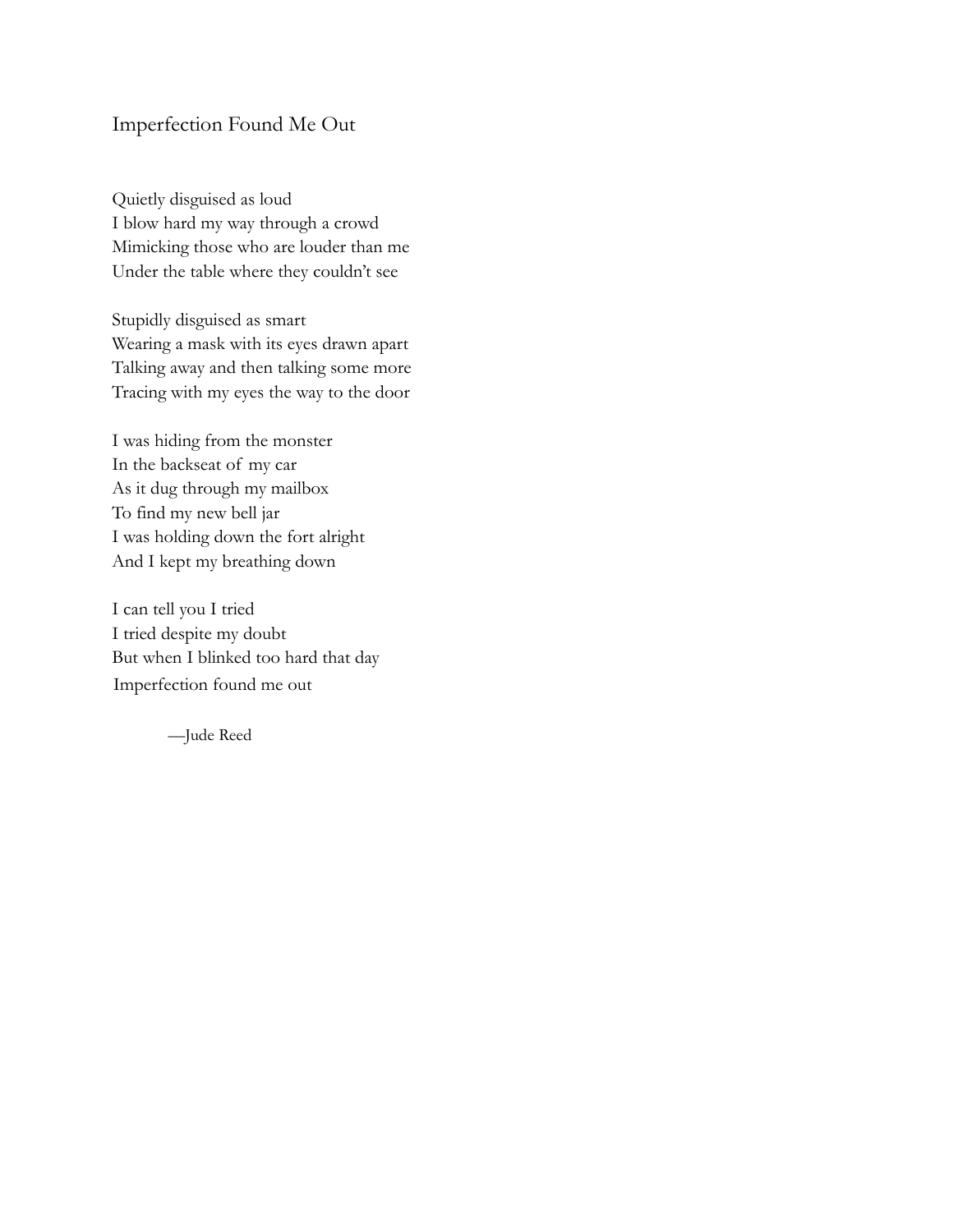# Imperfection Found Me Out

Quietly disguised as loud  
I blow hard my way through a crowd  
Mimicking those who are louder than me  
Under the table where they couldn't see

Stupidly disguised as smart  
Wearing a mask with its eyes drawn apart  
Talking away and then talking some more  
Tracing with my eyes the way to the door

I was hiding from the monster  
In the backseat of my car  
As it dug through my mailbox  
To find my new bell jar  
I was holding down the fort alright  
And I kept my breathing down

I can tell you I tried  
I tried despite my doubt  
But when I blinked too hard that day  
Imperfection found me out

—Jude Reed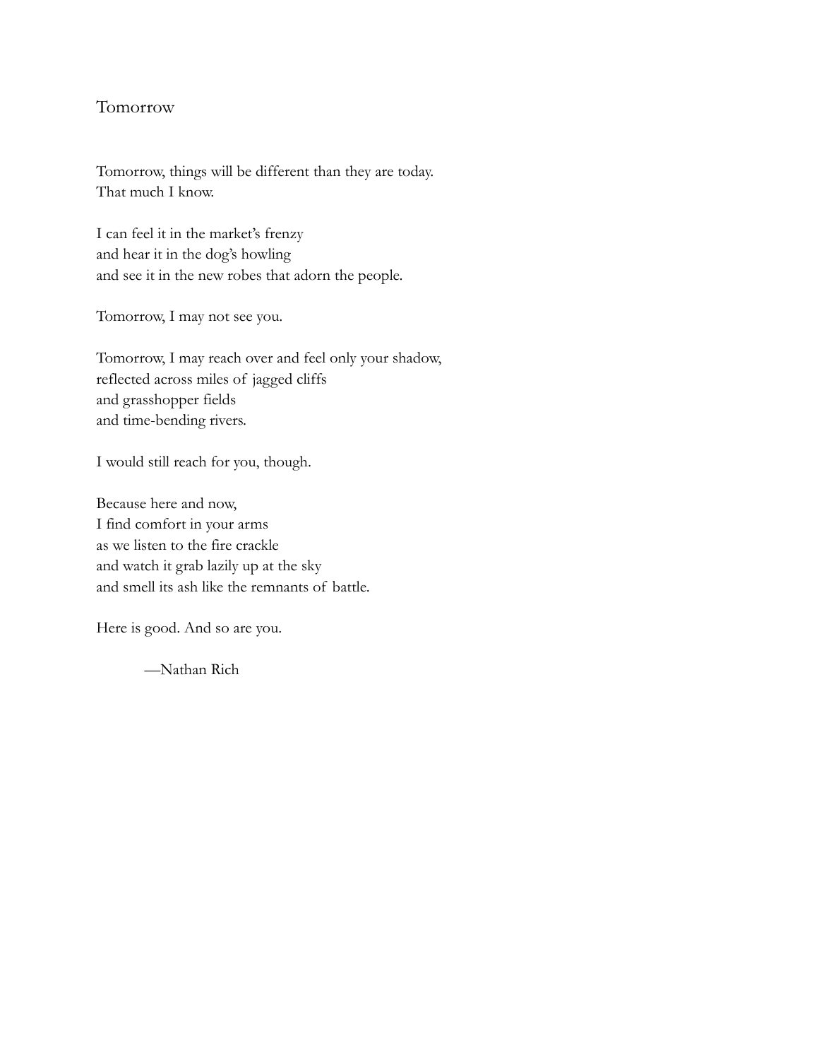## Tomorrow

Tomorrow, things will be different than they are today.
That much I know.

I can feel it in the market's frenzy
and hear it in the dog's howling
and see it in the new robes that adorn the people.

Tomorrow, I may not see you.

Tomorrow, I may reach over and feel only your shadow,
reflected across miles of jagged cliffs
and grasshopper fields
and time-bending rivers.

I would still reach for you, though.

Because here and now,
I find comfort in your arms
as we listen to the fire crackle
and watch it grab lazily up at the sky
and smell its ash like the remnants of battle.

Here is good. And so are you.

—Nathan Rich